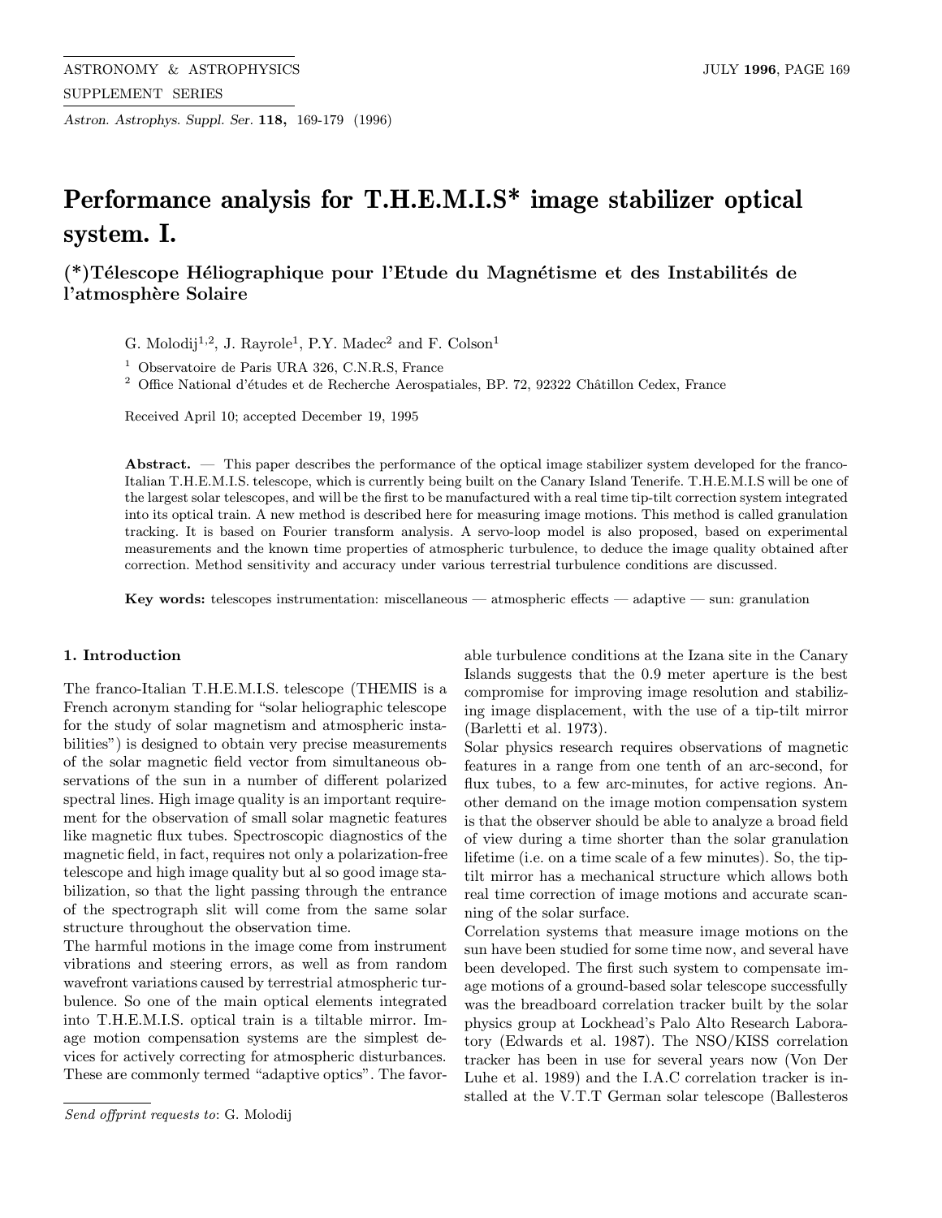# Performance analysis for T.H.E.M.I.S* image stabilizer optical system. I.

## (*)Télescope Héliographique pour l'Etude du Magnétisme et des Instabilités de l'atmosphère Solaire

G. Molodij[1,2], J. Rayrole[1], P.Y. Madec[2] and F. Colson[1]

[1] Observatoire de Paris URA 326, C.N.R.S, France

[2] Office National d'études et de Recherche Aerospatiales, BP. 72, 92322 Châtillon Cedex, France

Received April 10; accepted December 19, 1995

**Abstract.** — This paper describes the performance of the optical image stabilizer system developed for the franco-Italian T.H.E.M.I.S. telescope, which is currently being built on the Canary Island Tenerife. T.H.E.M.I.S will be one of the largest solar telescopes, and will be the first to be manufactured with a real time tip-tilt correction system integrated into its optical train. A new method is described here for measuring image motions. This method is called granulation tracking. It is based on Fourier transform analysis. A servo-loop model is also proposed, based on experimental measurements and the known time properties of atmospheric turbulence, to deduce the image quality obtained after correction. Method sensitivity and accuracy under various terrestrial turbulence conditions are discussed.

**Key words:** telescopes instrumentation: miscellaneous — atmospheric effects — adaptive — sun: granulation

### 1. Introduction

The franco-Italian T.H.E.M.I.S. telescope (THEMIS is a French acronym standing for "solar heliographic telescope for the study of solar magnetism and atmospheric instabilities") is designed to obtain very precise measurements of the solar magnetic field vector from simultaneous observations of the sun in a number of different polarized spectral lines. High image quality is an important requirement for the observation of small solar magnetic features like magnetic flux tubes. Spectroscopic diagnostics of the magnetic field, in fact, requires not only a polarization-free telescope and high image quality but al so good image stabilization, so that the light passing through the entrance of the spectrograph slit will come from the same solar structure throughout the observation time.

The harmful motions in the image come from instrument vibrations and steering errors, as well as from random wavefront variations caused by terrestrial atmospheric turbulence. So one of the main optical elements integrated into T.H.E.M.I.S. optical train is a tiltable mirror. Image motion compensation systems are the simplest devices for actively correcting for atmospheric disturbances. These are commonly termed "adaptive optics". The favorable turbulence conditions at the Izana site in the Canary Islands suggests that the 0.9 meter aperture is the best compromise for improving image resolution and stabilizing image displacement, with the use of a tip-tilt mirror (Barletti et al. 1973).

Solar physics research requires observations of magnetic features in a range from one tenth of an arc-second, for flux tubes, to a few arc-minutes, for active regions. Another demand on the image motion compensation system is that the observer should be able to analyze a broad field of view during a time shorter than the solar granulation lifetime (i.e. on a time scale of a few minutes). So, the tip-tilt mirror has a mechanical structure which allows both real time correction of image motions and accurate scanning of the solar surface.

Correlation systems that measure image motions on the sun have been studied for some time now, and several have been developed. The first such system to compensate image motions of a ground-based solar telescope successfully was the breadboard correlation tracker built by the solar physics group at Lockhead's Palo Alto Research Laboratory (Edwards et al. 1987). The NSO/KISS correlation tracker has been in use for several years now (Von Der Luhe et al. 1989) and the I.A.C correlation tracker is installed at the V.T.T German solar telescope (Ballesteros

*Send offprint requests to*: G. Molodij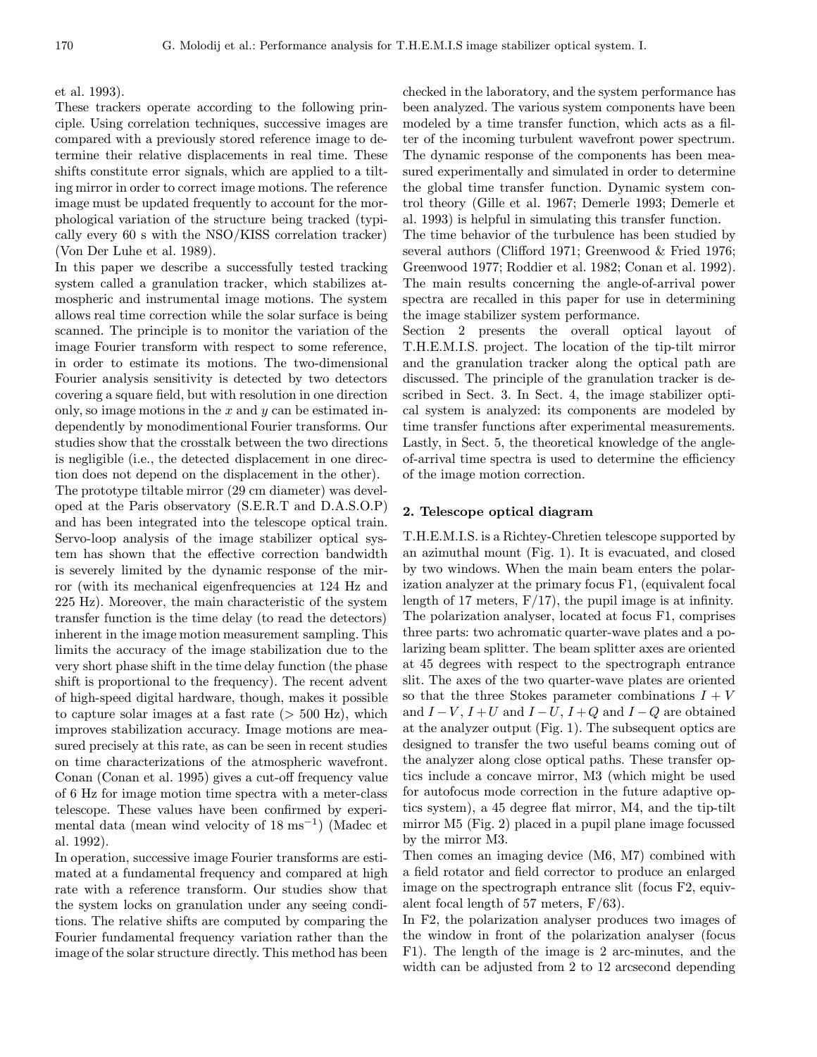et al. 1993).

These trackers operate according to the following principle. Using correlation techniques, successive images are compared with a previously stored reference image to determine their relative displacements in real time. These shifts constitute error signals, which are applied to a tilting mirror in order to correct image motions. The reference image must be updated frequently to account for the morphological variation of the structure being tracked (typically every 60 s with the NSO/KISS correlation tracker) (Von Der Luhe et al. 1989).

In this paper we describe a successfully tested tracking system called a granulation tracker, which stabilizes atmospheric and instrumental image motions. The system allows real time correction while the solar surface is being scanned. The principle is to monitor the variation of the image Fourier transform with respect to some reference, in order to estimate its motions. The two-dimensional Fourier analysis sensitivity is detected by two detectors covering a square field, but with resolution in one direction only, so image motions in the $x$ and $y$ can be estimated independently by monodimentional Fourier transforms. Our studies show that the crosstalk between the two directions is negligible (i.e., the detected displacement in one direction does not depend on the displacement in the other).

The prototype tiltable mirror (29 cm diameter) was developed at the Paris observatory (S.E.R.T and D.A.S.O.P) and has been integrated into the telescope optical train. Servo-loop analysis of the image stabilizer optical system has shown that the effective correction bandwidth is severely limited by the dynamic response of the mirror (with its mechanical eigenfrequencies at 124 Hz and 225 Hz). Moreover, the main characteristic of the system transfer function is the time delay (to read the detectors) inherent in the image motion measurement sampling. This limits the accuracy of the image stabilization due to the very short phase shift in the time delay function (the phase shift is proportional to the frequency). The recent advent of high-speed digital hardware, though, makes it possible to capture solar images at a fast rate ($> 500$ Hz), which improves stabilization accuracy. Image motions are measured precisely at this rate, as can be seen in recent studies on time characterizations of the atmospheric wavefront. Conan (Conan et al. 1995) gives a cut-off frequency value of 6 Hz for image motion time spectra with a meter-class telescope. These values have been confirmed by experimental data (mean wind velocity of 18 $\mathrm{ms}^{-1}$) (Madec et al. 1992).

In operation, successive image Fourier transforms are estimated at a fundamental frequency and compared at high rate with a reference transform. Our studies show that the system locks on granulation under any seeing conditions. The relative shifts are computed by comparing the Fourier fundamental frequency variation rather than the image of the solar structure directly. This method has been checked in the laboratory, and the system performance has been analyzed. The various system components have been modeled by a time transfer function, which acts as a filter of the incoming turbulent wavefront power spectrum. The dynamic response of the components has been measured experimentally and simulated in order to determine the global time transfer function. Dynamic system control theory (Gille et al. 1967; Demerle 1993; Demerle et al. 1993) is helpful in simulating this transfer function.

The time behavior of the turbulence has been studied by several authors (Clifford 1971; Greenwood & Fried 1976; Greenwood 1977; Roddier et al. 1982; Conan et al. 1992). The main results concerning the angle-of-arrival power spectra are recalled in this paper for use in determining the image stabilizer system performance.

Section 2 presents the overall optical layout of T.H.E.M.I.S. project. The location of the tip-tilt mirror and the granulation tracker along the optical path are discussed. The principle of the granulation tracker is described in Sect. 3. In Sect. 4, the image stabilizer optical system is analyzed: its components are modeled by time transfer functions after experimental measurements. Lastly, in Sect. 5, the theoretical knowledge of the angle-of-arrival time spectra is used to determine the efficiency of the image motion correction.

## 2. Telescope optical diagram

T.H.E.M.I.S. is a Richtey-Chretien telescope supported by an azimuthal mount (Fig. 1). It is evacuated, and closed by two windows. When the main beam enters the polarization analyzer at the primary focus F1, (equivalent focal length of 17 meters, F/17), the pupil image is at infinity. The polarization analyser, located at focus F1, comprises three parts: two achromatic quarter-wave plates and a polarizing beam splitter. The beam splitter axes are oriented at 45 degrees with respect to the spectrograph entrance slit. The axes of the two quarter-wave plates are oriented so that the three Stokes parameter combinations $I + V$ and $I - V$, $I + U$ and $I - U$, $I + Q$ and $I - Q$ are obtained at the analyzer output (Fig. 1). The subsequent optics are designed to transfer the two useful beams coming out of the analyzer along close optical paths. These transfer optics include a concave mirror, M3 (which might be used for autofocus mode correction in the future adaptive optics system), a 45 degree flat mirror, M4, and the tip-tilt mirror M5 (Fig. 2) placed in a pupil plane image focussed by the mirror M3.

Then comes an imaging device (M6, M7) combined with a field rotator and field corrector to produce an enlarged image on the spectrograph entrance slit (focus F2, equivalent focal length of 57 meters, F/63).

In F2, the polarization analyser produces two images of the window in front of the polarization analyser (focus F1). The length of the image is 2 arc-minutes, and the width can be adjusted from 2 to 12 arcsecond depending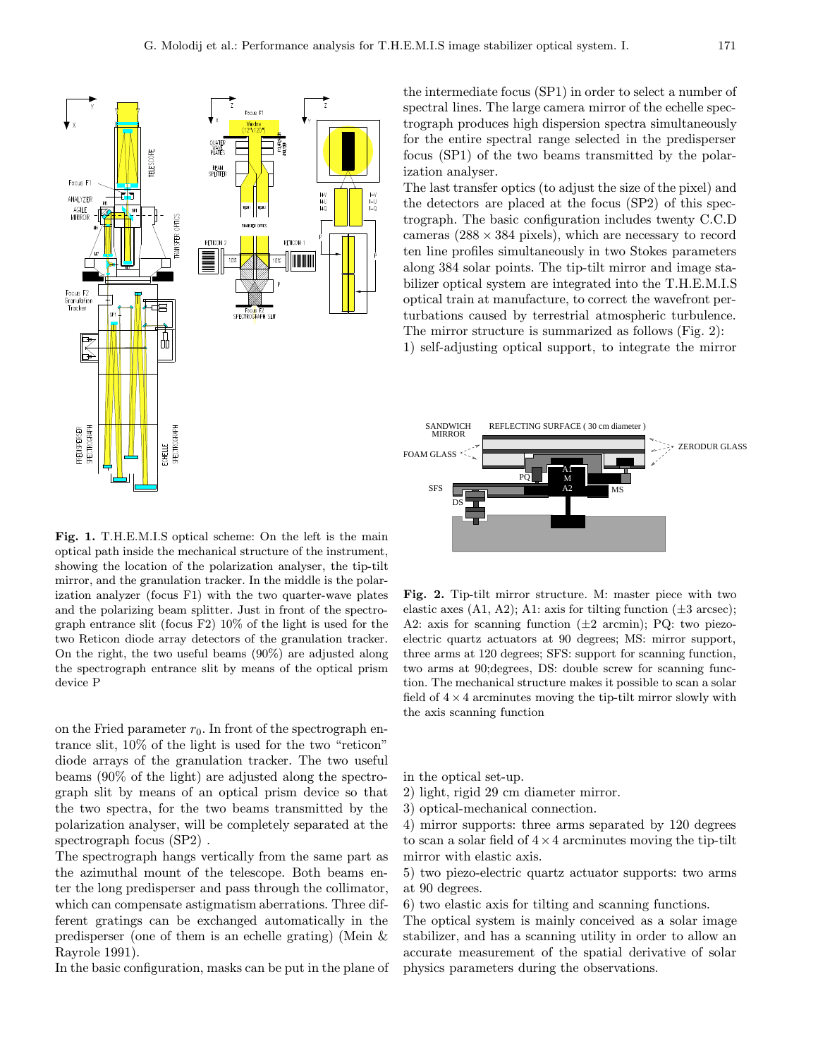**Fig. 1.** T.H.E.M.I.S optical scheme: On the left is the main optical path inside the mechanical structure of the instrument, showing the location of the polarization analyser, the tip-tilt mirror, and the granulation tracker. In the middle is the polarization analyzer (focus F1) with the two quarter-wave plates and the polarizing beam splitter. Just in front of the spectrograph entrance slit (focus F2) 10% of the light is used for the two Reticon diode array detectors of the granulation tracker. On the right, the two useful beams (90%) are adjusted along the spectrograph entrance slit by means of the optical prism device P

on the Fried parameter $r_0$. In front of the spectrograph entrance slit, 10% of the light is used for the two "reticon" diode arrays of the granulation tracker. The two useful beams (90% of the light) are adjusted along the spectrograph slit by means of an optical prism device so that the two spectra, for the two beams transmitted by the polarization analyser, will be completely separated at the spectrograph focus (SP2) .

The spectrograph hangs vertically from the same part as the azimuthal mount of the telescope. Both beams enter the long predisperser and pass through the collimator, which can compensate astigmatism aberrations. Three different gratings can be exchanged automatically in the predisperser (one of them is an echelle grating) (Mein & Rayrole 1991).

In the basic configuration, masks can be put in the plane of the intermediate focus (SP1) in order to select a number of spectral lines. The large camera mirror of the echelle spectrograph produces high dispersion spectra simultaneously for the entire spectral range selected in the predisperser focus (SP1) of the two beams transmitted by the polarization analyser.

The last transfer optics (to adjust the size of the pixel) and the detectors are placed at the focus (SP2) of this spectrograph. The basic configuration includes twenty C.C.D cameras ($288 \times 384$ pixels), which are necessary to record ten line profiles simultaneously in two Stokes parameters along 384 solar points. The tip-tilt mirror and image stabilizer optical system are integrated into the T.H.E.M.I.S optical train at manufacture, to correct the wavefront perturbations caused by terrestrial atmospheric turbulence. The mirror structure is summarized as follows (Fig. 2):

1) self-adjusting optical support, to integrate the mirror in the optical set-up.
2) light, rigid 29 cm diameter mirror.
3) optical-mechanical connection.
4) mirror supports: three arms separated by 120 degrees to scan a solar field of $4 \times 4$ arcminutes moving the tip-tilt mirror with elastic axis.
5) two piezo-electric quartz actuator supports: two arms at 90 degrees.
6) two elastic axis for tilting and scanning functions.

**Fig. 2.** Tip-tilt mirror structure. M: master piece with two elastic axes (A1, A2); A1: axis for tilting function ($\pm 3$ arcsec); A2: axis for scanning function ($\pm 2$ arcmin); PQ: two piezo-electric quartz actuators at 90 degrees; MS: mirror support, three arms at 120 degrees; SFS: support for scanning function, two arms at 90;degrees, DS: double screw for scanning function. The mechanical structure makes it possible to scan a solar field of $4 \times 4$ arcminutes moving the tip-tilt mirror slowly with the axis scanning function

The optical system is mainly conceived as a solar image stabilizer, and has a scanning utility in order to allow an accurate measurement of the spatial derivative of solar physics parameters during the observations.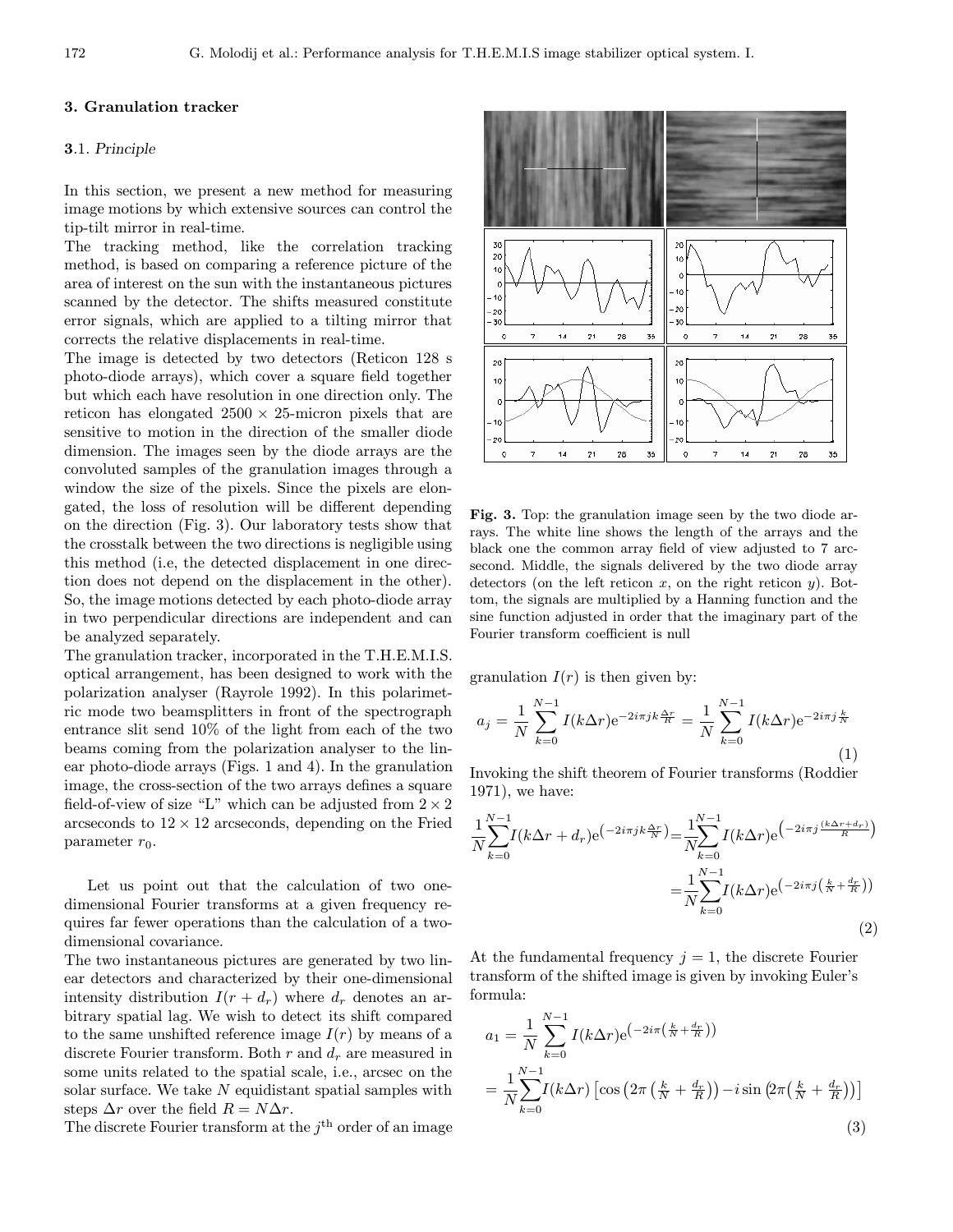## 3. Granulation tracker

### 3.1. *Principle*

In this section, we present a new method for measuring image motions by which extensive sources can control the tip-tilt mirror in real-time.

The tracking method, like the correlation tracking method, is based on comparing a reference picture of the area of interest on the sun with the instantaneous pictures scanned by the detector. The shifts measured constitute error signals, which are applied to a tilting mirror that corrects the relative displacements in real-time.

The image is detected by two detectors (Reticon 128 s photo-diode arrays), which cover a square field together but which each have resolution in one direction only. The reticon has elongated $2500 \times 25$-micron pixels that are sensitive to motion in the direction of the smaller diode dimension. The images seen by the diode arrays are the convoluted samples of the granulation images through a window the size of the pixels. Since the pixels are elongated, the loss of resolution will be different depending on the direction (Fig. 3). Our laboratory tests show that the crosstalk between the two directions is negligible using this method (i.e, the detected displacement in one direction does not depend on the displacement in the other). So, the image motions detected by each photo-diode array in two perpendicular directions are independent and can be analyzed separately.

The granulation tracker, incorporated in the T.H.E.M.I.S. optical arrangement, has been designed to work with the polarization analyser (Rayrole 1992). In this polarimetric mode two beamsplitters in front of the spectrograph entrance slit send 10% of the light from each of the two beams coming from the polarization analyser to the linear photo-diode arrays (Figs. 1 and 4). In the granulation image, the cross-section of the two arrays defines a square field-of-view of size "L" which can be adjusted from $2 \times 2$ arcseconds to $12 \times 12$ arcseconds, depending on the Fried parameter $r_0$.

Let us point out that the calculation of two one-dimensional Fourier transforms at a given frequency requires far fewer operations than the calculation of a two-dimensional covariance.

The two instantaneous pictures are generated by two linear detectors and characterized by their one-dimensional intensity distribution $I(r + d_r)$ where $d_r$ denotes an arbitrary spatial lag. We wish to detect its shift compared to the same unshifted reference image $I(r)$ by means of a discrete Fourier transform. Both $r$ and $d_r$ are measured in some units related to the spatial scale, i.e., arcsec on the solar surface. We take $N$ equidistant spatial samples with steps $\Delta r$ over the field $R = N\Delta r$.

The discrete Fourier transform at the $j^{\text{th}}$ order of an image granulation $I(r)$ is then given by:

$$a_j = \frac{1}{N}\sum_{k=0}^{N-1} I(k\Delta r)\mathrm{e}^{-2i\pi jk\frac{\Delta r}{R}} = \frac{1}{N}\sum_{k=0}^{N-1} I(k\Delta r)\mathrm{e}^{-2i\pi j\frac{k}{N}} \tag{1}$$

Invoking the shift theorem of Fourier transforms (Roddier 1971), we have:

$$\frac{1}{N}\sum_{k=0}^{N-1} I(k\Delta r + d_r)\mathrm{e}^{\left(-2i\pi jk\frac{\Delta r}{N}\right)} = \frac{1}{N}\sum_{k=0}^{N-1} I(k\Delta r)\mathrm{e}^{\left(-2i\pi j\frac{(k\Delta r + d_r)}{R}\right)} = \frac{1}{N}\sum_{k=0}^{N-1} I(k\Delta r)\mathrm{e}^{\left(-2i\pi j\left(\frac{k}{N} + \frac{d_r}{R}\right)\right)} \tag{2}$$

At the fundamental frequency $j = 1$, the discrete Fourier transform of the shifted image is given by invoking Euler's formula:

$$a_1 = \frac{1}{N}\sum_{k=0}^{N-1} I(k\Delta r)\mathrm{e}^{\left(-2i\pi\left(\frac{k}{N} + \frac{d_r}{R}\right)\right)} = \frac{1}{N}\sum_{k=0}^{N-1} I(k\Delta r)\left[\cos\left(2\pi\left(\frac{k}{N} + \frac{d_r}{R}\right)\right) - i\sin\left(2\pi\left(\frac{k}{N} + \frac{d_r}{R}\right)\right)\right] \tag{3}$$

**Fig. 3.** Top: the granulation image seen by the two diode arrays. The white line shows the length of the arrays and the black one the common array field of view adjusted to 7 arcsecond. Middle, the signals delivered by the two diode array detectors (on the left reticon $x$, on the right reticon $y$). Bottom, the signals are multiplied by a Hanning function and the sine function adjusted in order that the imaginary part of the Fourier transform coefficient is null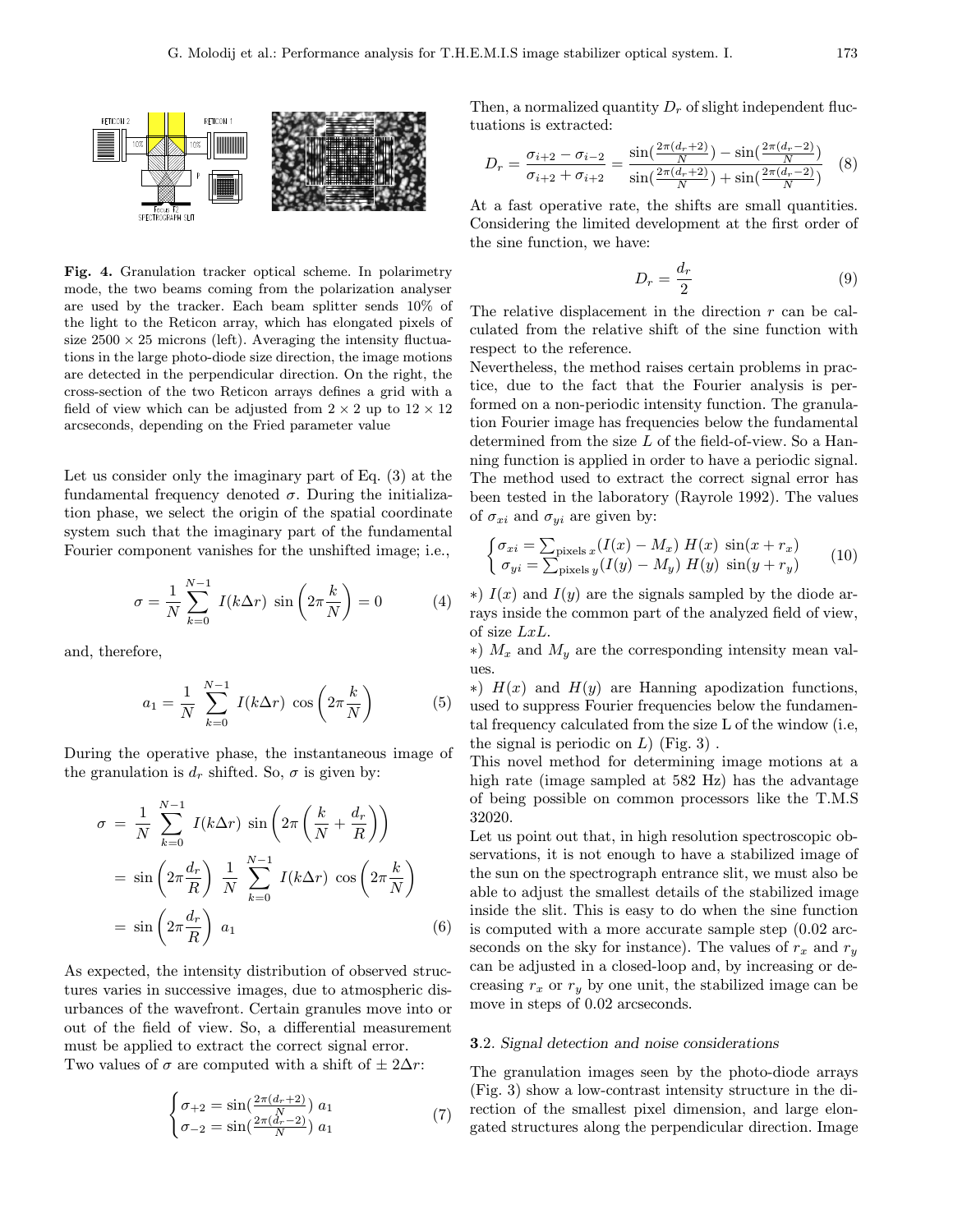**Fig. 4.** Granulation tracker optical scheme. In polarimetry mode, the two beams coming from the polarization analyser are used by the tracker. Each beam splitter sends 10% of the light to the Reticon array, which has elongated pixels of size $2500 \times 25$ microns (left). Averaging the intensity fluctuations in the large photo-diode size direction, the image motions are detected in the perpendicular direction. On the right, the cross-section of the two Reticon arrays defines a grid with a field of view which can be adjusted from $2 \times 2$ up to $12 \times 12$ arcseconds, depending on the Fried parameter value

Let us consider only the imaginary part of Eq. (3) at the fundamental frequency denoted $\sigma$. During the initialization phase, we select the origin of the spatial coordinate system such that the imaginary part of the fundamental Fourier component vanishes for the unshifted image; i.e.,

$$\sigma = \frac{1}{N} \sum_{k=0}^{N-1} I(k\Delta r)\, \sin\left(2\pi \frac{k}{N}\right) = 0 \tag{4}$$

and, therefore,

$$a_1 = \frac{1}{N} \sum_{k=0}^{N-1} I(k\Delta r)\, \cos\left(2\pi \frac{k}{N}\right) \tag{5}$$

During the operative phase, the instantaneous image of the granulation is $d_r$ shifted. So, $\sigma$ is given by:

$$\begin{aligned}\sigma &= \frac{1}{N} \sum_{k=0}^{N-1} I(k\Delta r)\, \sin\left(2\pi \left(\frac{k}{N} + \frac{d_r}{R}\right)\right) \\ &= \sin\left(2\pi \frac{d_r}{R}\right)\, \frac{1}{N} \sum_{k=0}^{N-1} I(k\Delta r)\, \cos\left(2\pi \frac{k}{N}\right) \\ &= \sin\left(2\pi \frac{d_r}{R}\right)\, a_1 \end{aligned} \tag{6}$$

As expected, the intensity distribution of observed structures varies in successive images, due to atmospheric disturbances of the wavefront. Certain granules move into or out of the field of view. So, a differential measurement must be applied to extract the correct signal error.
Two values of $\sigma$ are computed with a shift of $\pm 2\Delta r$:

$$\begin{cases} \sigma_{+2} = \sin(\frac{2\pi(d_r+2)}{N})\; a_1 \\ \sigma_{-2} = \sin(\frac{2\pi(d_r-2)}{N})\; a_1 \end{cases} \tag{7}$$

Then, a normalized quantity $D_r$ of slight independent fluctuations is extracted:

$$D_r = \frac{\sigma_{i+2} - \sigma_{i-2}}{\sigma_{i+2} + \sigma_{i+2}} = \frac{\sin(\frac{2\pi(d_r+2)}{N}) - \sin(\frac{2\pi(d_r-2)}{N})}{\sin(\frac{2\pi(d_r+2)}{N}) + \sin(\frac{2\pi(d_r-2)}{N})} \tag{8}$$

At a fast operative rate, the shifts are small quantities. Considering the limited development at the first order of the sine function, we have:

$$D_r = \frac{d_r}{2} \tag{9}$$

The relative displacement in the direction $r$ can be calculated from the relative shift of the sine function with respect to the reference.
Nevertheless, the method raises certain problems in practice, due to the fact that the Fourier analysis is performed on a non-periodic intensity function. The granulation Fourier image has frequencies below the fundamental determined from the size $L$ of the field-of-view. So a Hanning function is applied in order to have a periodic signal. The method used to extract the correct signal error has been tested in the laboratory (Rayrole 1992). The values of $\sigma_{xi}$ and $\sigma_{yi}$ are given by:

$$\begin{cases} \sigma_{xi} = \sum_{\text{pixels } x} (I(x) - M_x)\; H(x)\; \sin(x + r_x) \\ \sigma_{yi} = \sum_{\text{pixels } y} (I(y) - M_y)\; H(y)\; \sin(y + r_y) \end{cases} \tag{10}$$

*) $I(x)$ and $I(y)$ are the signals sampled by the diode arrays inside the common part of the analyzed field of view, of size $LxL$.
*) $M_x$ and $M_y$ are the corresponding intensity mean values.
*) $H(x)$ and $H(y)$ are Hanning apodization functions, used to suppress Fourier frequencies below the fundamental frequency calculated from the size L of the window (i.e, the signal is periodic on $L$) (Fig. 3) .
This novel method for determining image motions at a high rate (image sampled at 582 Hz) has the advantage of being possible on common processors like the T.M.S 32020.
Let us point out that, in high resolution spectroscopic observations, it is not enough to have a stabilized image of the sun on the spectrograph entrance slit, we must also be able to adjust the smallest details of the stabilized image inside the slit. This is easy to do when the sine function is computed with a more accurate sample step (0.02 arcseconds on the sky for instance). The values of $r_x$ and $r_y$ can be adjusted in a closed-loop and, by increasing or decreasing $r_x$ or $r_y$ by one unit, the stabilized image can be move in steps of 0.02 arcseconds.

### **3**.2. *Signal detection and noise considerations*

The granulation images seen by the photo-diode arrays (Fig. 3) show a low-contrast intensity structure in the direction of the smallest pixel dimension, and large elongated structures along the perpendicular direction. Image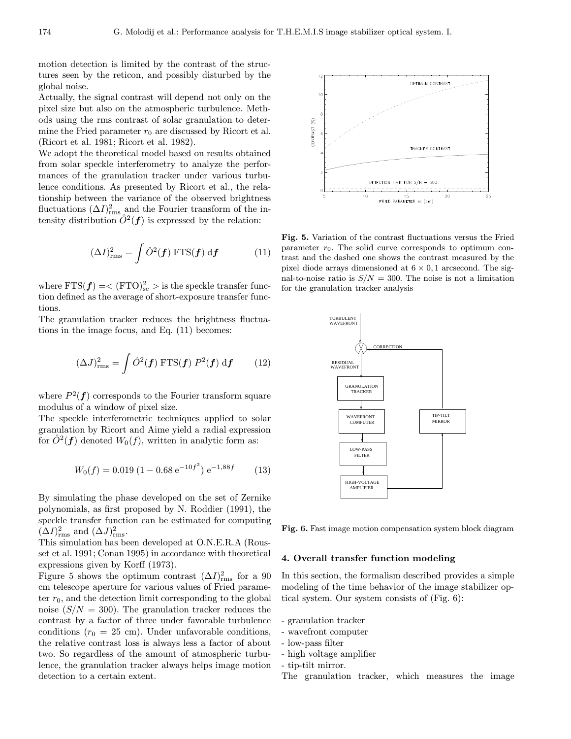motion detection is limited by the contrast of the structures seen by the reticon, and possibly disturbed by the global noise.

Actually, the signal contrast will depend not only on the pixel size but also on the atmospheric turbulence. Methods using the rms contrast of solar granulation to determine the Fried parameter $r_0$ are discussed by Ricort et al. (Ricort et al. 1981; Ricort et al. 1982).

We adopt the theoretical model based on results obtained from solar speckle interferometry to analyze the performances of the granulation tracker under various turbulence conditions. As presented by Ricort et al., the relationship between the variance of the observed brightness fluctuations $(\Delta I)^2_{\rm rms}$ and the Fourier transform of the intensity distribution $\hat{O}^2(\boldsymbol{f})$ is expressed by the relation:

$$(\Delta I)^2_{\rm rms} = \int \hat{O}^2(\boldsymbol{f})\ {\rm FTS}(\boldsymbol{f})\ {\rm d}\boldsymbol{f} \tag{11}$$

where ${\rm FTS}(\boldsymbol{f}) =< ({\rm FTO})^2_{\rm se} >$ is the speckle transfer function defined as the average of short-exposure transfer functions.

The granulation tracker reduces the brightness fluctuations in the image focus, and Eq. (11) becomes:

$$(\Delta J)^2_{\rm rms} = \int \hat{O}^2(\boldsymbol{f})\ {\rm FTS}(\boldsymbol{f})\ P^2(\boldsymbol{f})\ {\rm d}\boldsymbol{f} \tag{12}$$

where $P^2(\boldsymbol{f})$ corresponds to the Fourier transform square modulus of a window of pixel size.

The speckle interferometric techniques applied to solar granulation by Ricort and Aime yield a radial expression for $\hat{O}^2(\boldsymbol{f})$ denoted $W_0(f)$, written in analytic form as:

$$W_0(f) = 0.019\ (1 - 0.68\ {\rm e}^{-10f^2})\ {\rm e}^{-1,88f} \tag{13}$$

By simulating the phase developed on the set of Zernike polynomials, as first proposed by N. Roddier (1991), the speckle transfer function can be estimated for computing $(\Delta I)^2_{\rm rms}$ and $(\Delta J)^2_{\rm rms}$.

This simulation has been developed at O.N.E.R.A (Rousset et al. 1991; Conan 1995) in accordance with theoretical expressions given by Korff (1973).

Figure 5 shows the optimum contrast $(\Delta I)^2_{\rm rms}$ for a 90 cm telescope aperture for various values of Fried parameter $r_0$, and the detection limit corresponding to the global noise ($S/N = 300$). The granulation tracker reduces the contrast by a factor of three under favorable turbulence conditions ($r_0$ = 25 cm). Under unfavorable conditions, the relative contrast loss is always less a factor of about two. So regardless of the amount of atmospheric turbulence, the granulation tracker always helps image motion detection to a certain extent.

**Fig. 5.** Variation of the contrast fluctuations versus the Fried parameter $r_0$. The solid curve corresponds to optimum contrast and the dashed one shows the contrast measured by the pixel diode arrays dimensioned at $6 \times 0,1$ arcsecond. The signal-to-noise ratio is $S/N = 300$. The noise is not a limitation for the granulation tracker analysis

**Fig. 6.** Fast image motion compensation system block diagram

## 4. Overall transfer function modeling

In this section, the formalism described provides a simple modeling of the time behavior of the image stabilizer optical system. Our system consists of (Fig. 6):

- granulation tracker
- wavefront computer
- low-pass filter
- high voltage amplifier
- tip-tilt mirror.

The granulation tracker, which measures the image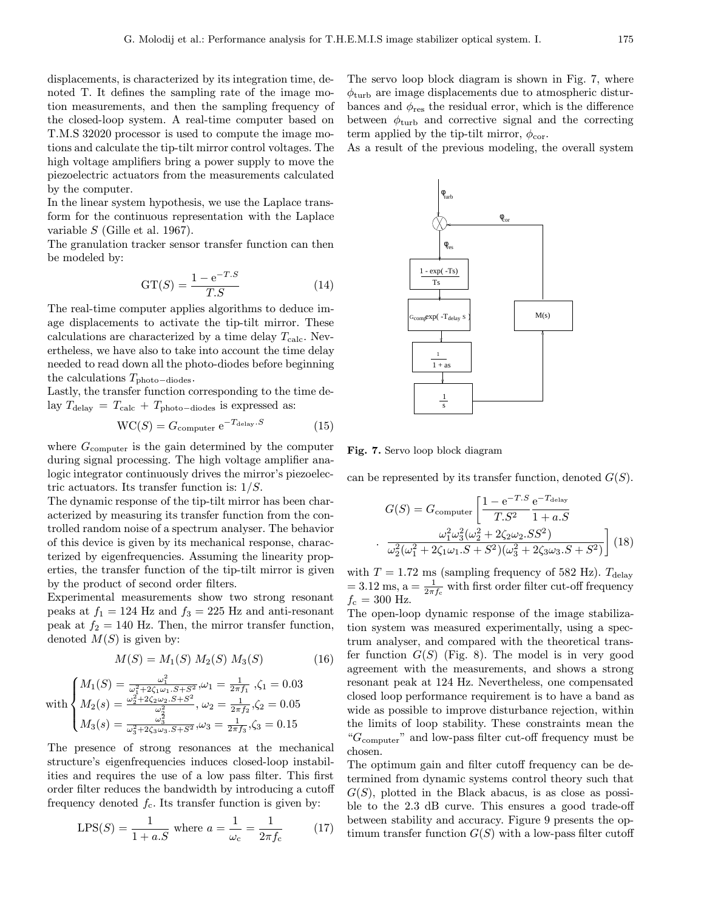displacements, is characterized by its integration time, denoted T. It defines the sampling rate of the image motion measurements, and then the sampling frequency of the closed-loop system. A real-time computer based on T.M.S 32020 processor is used to compute the image motions and calculate the tip-tilt mirror control voltages. The high voltage amplifiers bring a power supply to move the piezoelectric actuators from the measurements calculated by the computer.

In the linear system hypothesis, we use the Laplace transform for the continuous representation with the Laplace variable $S$ (Gille et al. 1967).

The granulation tracker sensor transfer function can then be modeled by:

$$\mathrm{GT}(S) = \frac{1 - \mathrm{e}^{-T.S}}{T.S} \tag{14}$$

The real-time computer applies algorithms to deduce image displacements to activate the tip-tilt mirror. These calculations are characterized by a time delay $T_{\text{calc}}$. Nevertheless, we have also to take into account the time delay needed to read down all the photo-diodes before beginning the calculations $T_{\text{photo-diodes}}$.

Lastly, the transfer function corresponding to the time delay $T_{\text{delay}} = T_{\text{calc}} + T_{\text{photo-diodes}}$ is expressed as:

$$\mathrm{WC}(S) = G_{\text{computer}} \; \mathrm{e}^{-T_{\text{delay}}.S} \tag{15}$$

where $G_{\text{computer}}$ is the gain determined by the computer during signal processing. The high voltage amplifier analogic integrator continuously drives the mirror's piezoelectric actuators. Its transfer function is: $1/S$.

The dynamic response of the tip-tilt mirror has been characterized by measuring its transfer function from the controlled random noise of a spectrum analyser. The behavior of this device is given by its mechanical response, characterized by eigenfrequencies. Assuming the linearity properties, the transfer function of the tip-tilt mirror is given by the product of second order filters.

Experimental measurements show two strong resonant peaks at $f_1 = 124$ Hz and $f_3 = 225$ Hz and anti-resonant peak at $f_2 = 140$ Hz. Then, the mirror transfer function, denoted $M(S)$ is given by:

$$M(S) = M_1(S)\; M_2(S)\; M_3(S) \tag{16}$$

$$\text{with} \begin{cases} M_1(S) = \frac{\omega_1^2}{\omega_1^2 + 2\zeta_1\omega_1.S + S^2}, \omega_1 = \frac{1}{2\pi f_1}, \zeta_1 = 0.03 \\ M_2(s) = \frac{\omega_2^2 + 2\zeta_2\omega_2.S + S^2}{\omega_2^2}, \omega_2 = \frac{1}{2\pi f_2}, \zeta_2 = 0.05 \\ M_3(s) = \frac{\omega_3^2}{\omega_3^2 + 2\zeta_3\omega_3.S + S^2}, \omega_3 = \frac{1}{2\pi f_3}, \zeta_3 = 0.15 \end{cases}$$

The presence of strong resonances at the mechanical structure's eigenfrequencies induces closed-loop instabilities and requires the use of a low pass filter. This first order filter reduces the bandwidth by introducing a cutoff frequency denoted $f_{\text{c}}$. Its transfer function is given by:

$$\mathrm{LPS}(S) = \frac{1}{1 + a.S} \text{ where } a = \frac{1}{\omega_{\text{c}}} = \frac{1}{2\pi f_{\text{c}}} \tag{17}$$

The servo loop block diagram is shown in Fig. 7, where $\phi_{\text{turb}}$ are image displacements due to atmospheric disturbances and $\phi_{\text{res}}$ the residual error, which is the difference between $\phi_{\text{turb}}$ and corrective signal and the correcting term applied by the tip-tilt mirror, $\phi_{\text{cor}}$.

As a result of the previous modeling, the overall system

**Fig. 7.** Servo loop block diagram

can be represented by its transfer function, denoted $G(S)$.

$$G(S) = G_{\text{computer}} \left[ \frac{1 - \mathrm{e}^{-T.S}}{T.S^2} \frac{\mathrm{e}^{-T_{\text{delay}}}}{1 + a.S} \right. \\ \left. \cdot \; \frac{\omega_1^2\omega_3^2(\omega_2^2 + 2\zeta_2\omega_2.SS^2)}{\omega_2^2(\omega_1^2 + 2\zeta_1\omega_1.S + S^2)(\omega_3^2 + 2\zeta_3\omega_3.S + S^2)} \right] \tag{18}$$

with $T = 1.72$ ms (sampling frequency of 582 Hz). $T_{\text{delay}} = 3.12$ ms, $\mathrm{a} = \frac{1}{2\pi f_c}$ with first order filter cut-off frequency $f_{\text{c}} = 300$ Hz.

The open-loop dynamic response of the image stabilization system was measured experimentally, using a spectrum analyser, and compared with the theoretical transfer function $G(S)$ (Fig. 8). The model is in very good agreement with the measurements, and shows a strong resonant peak at 124 Hz. Nevertheless, one compensated closed loop performance requirement is to have a band as wide as possible to improve disturbance rejection, within the limits of loop stability. These constraints mean the "$G_{\text{computer}}$" and low-pass filter cut-off frequency must be chosen.

The optimum gain and filter cutoff frequency can be determined from dynamic systems control theory such that $G(S)$, plotted in the Black abacus, is as close as possible to the 2.3 dB curve. This ensures a good trade-off between stability and accuracy. Figure 9 presents the optimum transfer function $G(S)$ with a low-pass filter cutoff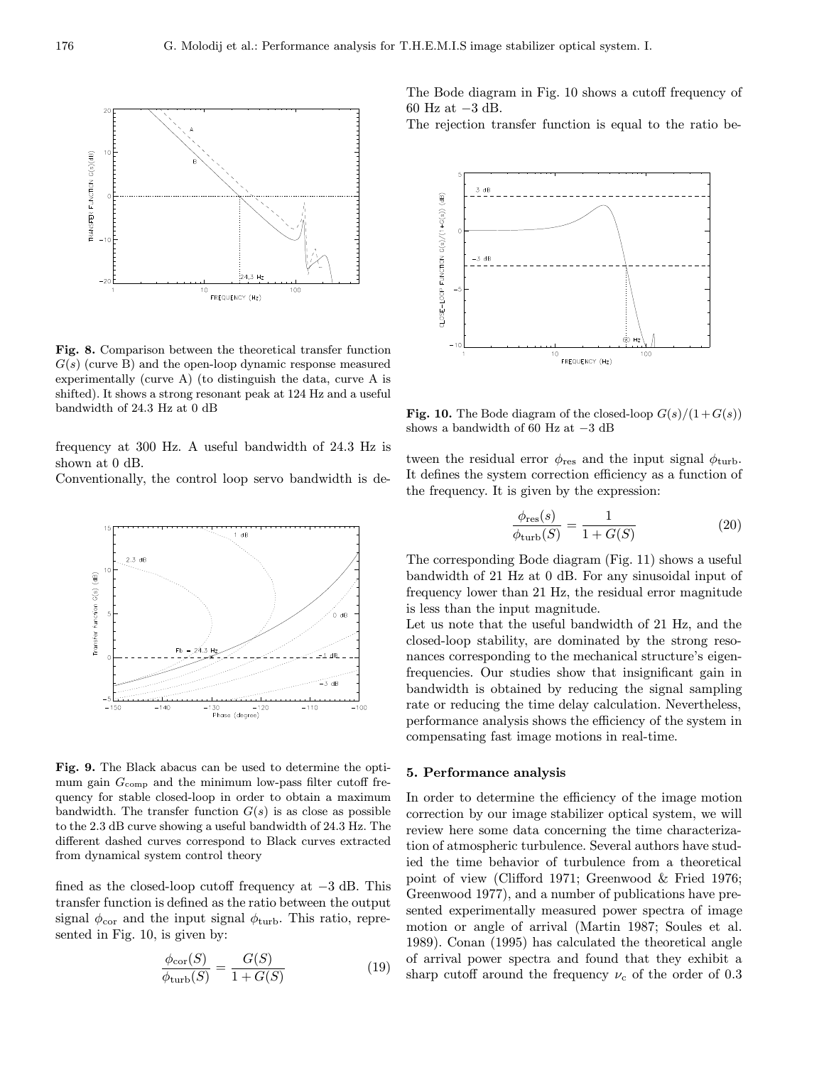**Fig. 8.** Comparison between the theoretical transfer function $G(s)$ (curve B) and the open-loop dynamic response measured experimentally (curve A) (to distinguish the data, curve A is shifted). It shows a strong resonant peak at 124 Hz and a useful bandwidth of 24.3 Hz at 0 dB

frequency at 300 Hz. A useful bandwidth of 24.3 Hz is shown at 0 dB.

Conventionally, the control loop servo bandwidth is defined as the closed-loop cutoff frequency at −3 dB. This transfer function is defined as the ratio between the output signal $\phi_{\rm cor}$ and the input signal $\phi_{\rm turb}$. This ratio, represented in Fig. 10, is given by:

**Fig. 9.** The Black abacus can be used to determine the optimum gain $G_{\rm comp}$ and the minimum low-pass filter cutoff frequency for stable closed-loop in order to obtain a maximum bandwidth. The transfer function $G(s)$ is as close as possible to the 2.3 dB curve showing a useful bandwidth of 24.3 Hz. The different dashed curves correspond to Black curves extracted from dynamical system control theory

$$\frac{\phi_{\rm cor}(S)}{\phi_{\rm turb}(S)} = \frac{G(S)}{1 + G(S)} \tag{19}$$

The Bode diagram in Fig. 10 shows a cutoff frequency of 60 Hz at −3 dB.

The rejection transfer function is equal to the ratio between the residual error $\phi_{\rm res}$ and the input signal $\phi_{\rm turb}$. It defines the system correction efficiency as a function of the frequency. It is given by the expression:

**Fig. 10.** The Bode diagram of the closed-loop $G(s)/(1+G(s))$ shows a bandwidth of 60 Hz at −3 dB

$$\frac{\phi_{\rm res}(s)}{\phi_{\rm turb}(S)} = \frac{1}{1 + G(S)} \tag{20}$$

The corresponding Bode diagram (Fig. 11) shows a useful bandwidth of 21 Hz at 0 dB. For any sinusoidal input of frequency lower than 21 Hz, the residual error magnitude is less than the input magnitude.

Let us note that the useful bandwidth of 21 Hz, and the closed-loop stability, are dominated by the strong resonances corresponding to the mechanical structure's eigenfrequencies. Our studies show that insignificant gain in bandwidth is obtained by reducing the signal sampling rate or reducing the time delay calculation. Nevertheless, performance analysis shows the efficiency of the system in compensating fast image motions in real-time.

## 5. Performance analysis

In order to determine the efficiency of the image motion correction by our image stabilizer optical system, we will review here some data concerning the time characterization of atmospheric turbulence. Several authors have studied the time behavior of turbulence from a theoretical point of view (Clifford 1971; Greenwood & Fried 1976; Greenwood 1977), and a number of publications have presented experimentally measured power spectra of image motion or angle of arrival (Martin 1987; Soules et al. 1989). Conan (1995) has calculated the theoretical angle of arrival power spectra and found that they exhibit a sharp cutoff around the frequency $\nu_{\rm c}$ of the order of 0.3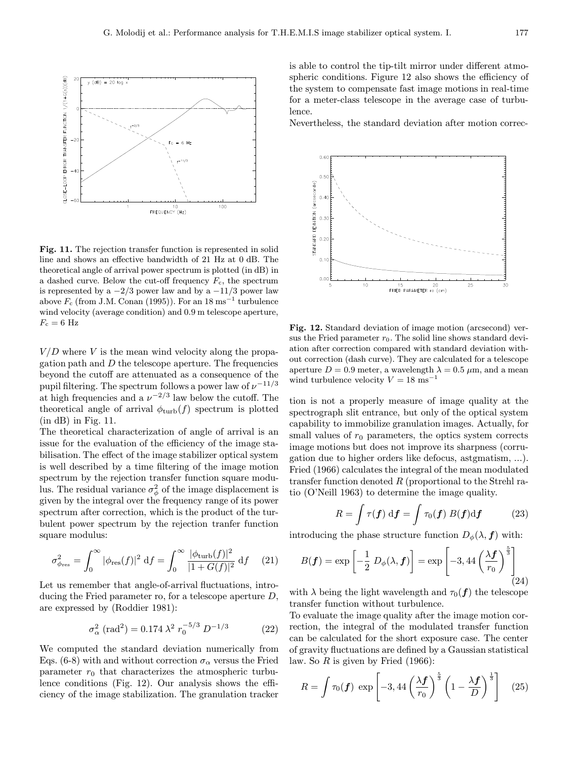**Fig. 11.** The rejection transfer function is represented in solid line and shows an effective bandwidth of 21 Hz at 0 dB. The theoretical angle of arrival power spectrum is plotted (in dB) in a dashed curve. Below the cut-off frequency $F_c$, the spectrum is represented by a $-2/3$ power law and by a $-11/3$ power law above $F_c$ (from J.M. Conan (1995)). For an 18 ms$^{-1}$ turbulence wind velocity (average condition) and 0.9 m telescope aperture, $F_c = 6$ Hz

$V/D$ where $V$ is the mean wind velocity along the propagation path and $D$ the telescope aperture. The frequencies beyond the cutoff are attenuated as a consequence of the pupil filtering. The spectrum follows a power law of $\nu^{-11/3}$ at high frequencies and a $\nu^{-2/3}$ law below the cutoff. The theoretical angle of arrival $\phi_{\rm turb}(f)$ spectrum is plotted (in dB) in Fig. 11.

The theoretical characterization of angle of arrival is an issue for the evaluation of the efficiency of the image stabilisation. The effect of the image stabilizer optical system is well described by a time filtering of the image motion spectrum by the rejection transfer function square modulus. The residual variance $\sigma^2_\phi$ of the image displacement is given by the integral over the frequency range of its power spectrum after correction, which is the product of the turbulent power spectrum by the rejection tranfer function square modulus:

$$\sigma^2_{\phi_{\rm res}} = \int_0^\infty |\phi_{\rm res}(f)|^2 \, {\rm d}f = \int_0^\infty \frac{|\phi_{\rm turb}(f)|^2}{|1+G(f)|^2} \, {\rm d}f \qquad (21)$$

Let us remember that angle-of-arrival fluctuations, introducing the Fried parameter ro, for a telescope aperture $D$, are expressed by (Roddier 1981):

$$\sigma^2_\alpha \; ({\rm rad}^2) = 0.174 \, \lambda^2 \, r_0^{-5/3} \, D^{-1/3} \qquad (22)$$

We computed the standard deviation numerically from Eqs. (6-8) with and without correction $\sigma_\alpha$ versus the Fried parameter $r_0$ that characterizes the atmospheric turbulence conditions (Fig. 12). Our analysis shows the efficiency of the image stabilization. The granulation tracker is able to control the tip-tilt mirror under different atmospheric conditions. Figure 12 also shows the efficiency of the system to compensate fast image motions in real-time for a meter-class telescope in the average case of turbulence.

Nevertheless, the standard deviation after motion correction is not a properly measure of image quality at the spectrograph slit entrance, but only of the optical system capability to immobilize granulation images. Actually, for small values of $r_0$ parameters, the optics system corrects image motions but does not improve its sharpness (corrugation due to higher orders like defocus, astgmatism, ...). Fried (1966) calculates the integral of the mean modulated transfer function denoted $R$ (proportional to the Strehl ratio (O'Neill 1963) to determine the image quality.

**Fig. 12.** Standard deviation of image motion (arcsecond) versus the Fried parameter $r_0$. The solid line shows standard deviation after correction compared with standard deviation without correction (dash curve). They are calculated for a telescope aperture $D = 0.9$ meter, a wavelength $\lambda = 0.5$ $\mu$m, and a mean wind turbulence velocity $V = 18$ ms$^{-1}$

$$R = \int \tau(\boldsymbol{f}) \, {\rm d}\boldsymbol{f} = \int \tau_0(\boldsymbol{f}) \; B(\boldsymbol{f}) {\rm d}\boldsymbol{f} \qquad (23)$$

introducing the phase structure function $D_\phi(\lambda, \boldsymbol{f})$ with:

$$B(\boldsymbol{f}) = \exp\left[-\frac{1}{2} \; D_\phi(\lambda, \boldsymbol{f})\right] = \exp\left[-3,44 \left(\frac{\lambda \boldsymbol{f}}{r_0}\right)^{\frac{5}{3}}\right] \qquad (24)$$

with $\lambda$ being the light wavelength and $\tau_0(\boldsymbol{f})$ the telescope transfer function without turbulence.

To evaluate the image quality after the image motion correction, the integral of the modulated transfer function can be calculated for the short exposure case. The center of gravity fluctuations are defined by a Gaussian statistical law. So $R$ is given by Fried (1966):

$$R = \int \tau_0(\boldsymbol{f}) \; \exp\left[-3,44 \left(\frac{\lambda \boldsymbol{f}}{r_0}\right)^{\frac{5}{3}} \left(1 - \frac{\lambda \boldsymbol{f}}{D}\right)^{\frac{1}{3}}\right] \qquad (25)$$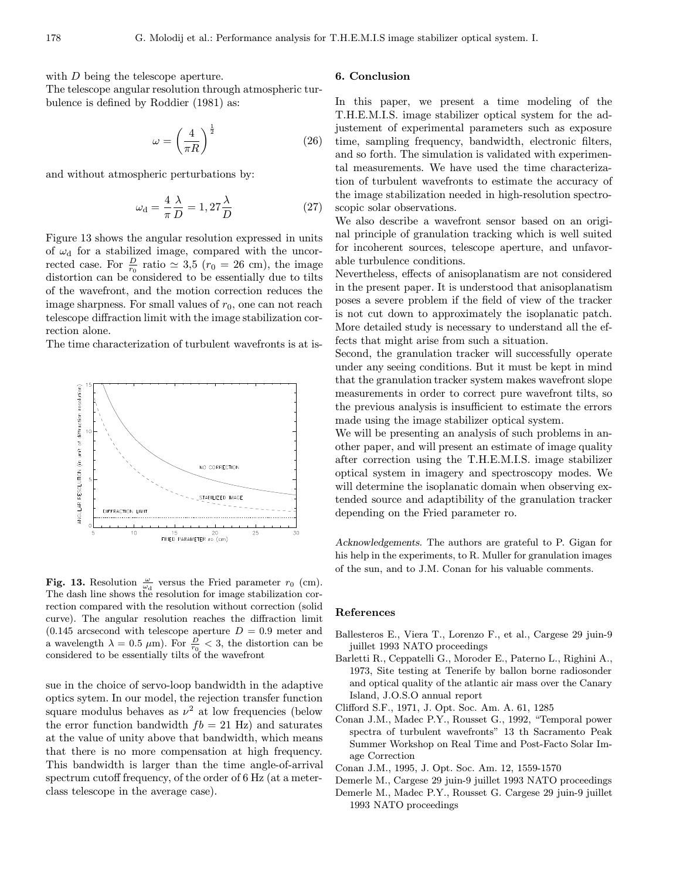with $D$ being the telescope aperture.
The telescope angular resolution through atmospheric turbulence is defined by Roddier (1981) as:

$$\omega = \left(\frac{4}{\pi R}\right)^{\frac{1}{2}} \tag{26}$$

and without atmospheric perturbations by:

$$\omega_{\rm d} = \frac{4}{\pi}\frac{\lambda}{D} = 1,27\frac{\lambda}{D} \tag{27}$$

Figure 13 shows the angular resolution expressed in units of $\omega_{\rm d}$ for a stabilized image, compared with the uncorrected case. For $\frac{D}{r_0}$ ratio $\simeq$ 3,5 ($r_0$ = 26 cm), the image distortion can be considered to be essentially due to tilts of the wavefront, and the motion correction reduces the image sharpness. For small values of $r_0$, one can not reach telescope diffraction limit with the image stabilization correction alone.
The time characterization of turbulent wavefronts is at issue in the choice of servo-loop bandwidth in the adaptive optics sytem. In our model, the rejection transfer function square modulus behaves as $\nu^2$ at low frequencies (below the error function bandwidth $fb$ = 21 Hz) and saturates at the value of unity above that bandwidth, which means that there is no more compensation at high frequency. This bandwidth is larger than the time angle-of-arrival spectrum cutoff frequency, of the order of 6 Hz (at a meter-class telescope in the average case).

**Fig. 13.** Resolution $\frac{\omega}{\omega_{\rm d}}$ versus the Fried parameter $r_0$ (cm). The dash line shows the resolution for image stabilization correction compared with the resolution without correction (solid curve). The angular resolution reaches the diffraction limit (0.145 arcsecond with telescope aperture $D$ = 0.9 meter and a wavelength $\lambda$ = 0.5 $\mu$m). For $\frac{D}{r_0} < 3$, the distortion can be considered to be essentially tilts of the wavefront

## 6. Conclusion

In this paper, we present a time modeling of the T.H.E.M.I.S. image stabilizer optical system for the adjustement of experimental parameters such as exposure time, sampling frequency, bandwidth, electronic filters, and so forth. The simulation is validated with experimental measurements. We have used the time characterization of turbulent wavefronts to estimate the accuracy of the image stabilization needed in high-resolution spectroscopic solar observations.
We also describe a wavefront sensor based on an original principle of granulation tracking which is well suited for incoherent sources, telescope aperture, and unfavorable turbulence conditions.
Nevertheless, effects of anisoplanatism are not considered in the present paper. It is understood that anisoplanatism poses a severe problem if the field of view of the tracker is not cut down to approximately the isoplanatic patch. More detailed study is necessary to understand all the effects that might arise from such a situation.
Second, the granulation tracker will successfully operate under any seeing conditions. But it must be kept in mind that the granulation tracker system makes wavefront slope measurements in order to correct pure wavefront tilts, so the previous analysis is insufficient to estimate the errors made using the image stabilizer optical system.
We will be presenting an analysis of such problems in another paper, and will present an estimate of image quality after correction using the T.H.E.M.I.S. image stabilizer optical system in imagery and spectroscopy modes. We will determine the isoplanatic domain when observing extended source and adaptibility of the granulation tracker depending on the Fried parameter ro.

*Acknowledgements.* The authors are grateful to P. Gigan for his help in the experiments, to R. Muller for granulation images of the sun, and to J.M. Conan for his valuable comments.

## References

Ballesteros E., Viera T., Lorenzo F., et al., Cargese 29 juin-9 juillet 1993 NATO proceedings
Barletti R., Ceppatelli G., Moroder E., Paterno L., Righini A., 1973, Site testing at Tenerife by ballon borne radiosonder and optical quality of the atlantic air mass over the Canary Island, J.O.S.O annual report
Clifford S.F., 1971, J. Opt. Soc. Am. A. 61, 1285
Conan J.M., Madec P.Y., Rousset G., 1992, "Temporal power spectra of turbulent wavefronts" 13 th Sacramento Peak Summer Workshop on Real Time and Post-Facto Solar Image Correction
Conan J.M., 1995, J. Opt. Soc. Am. 12, 1559-1570
Demerle M., Cargese 29 juin-9 juillet 1993 NATO proceedings
Demerle M., Madec P.Y., Rousset G. Cargese 29 juin-9 juillet 1993 NATO proceedings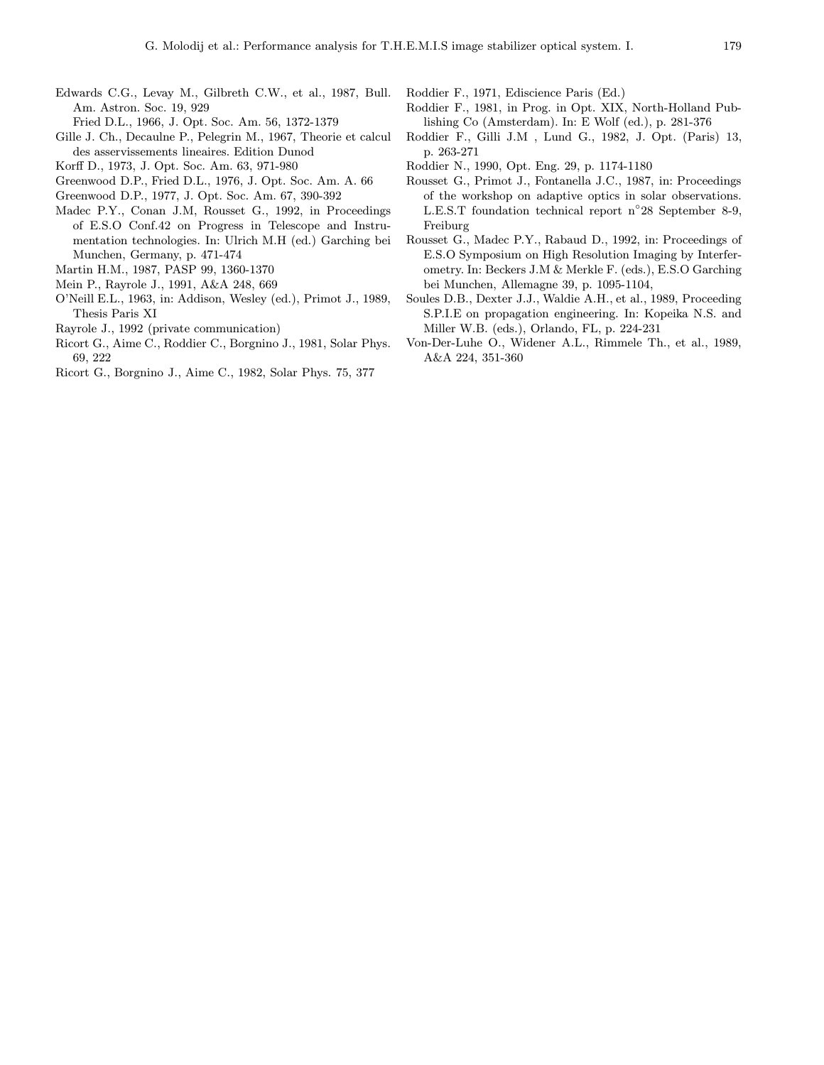Edwards C.G., Levay M., Gilbreth C.W., et al., 1987, Bull. Am. Astron. Soc. 19, 929

Fried D.L., 1966, J. Opt. Soc. Am. 56, 1372-1379

Gille J. Ch., Decaulne P., Pelegrin M., 1967, Theorie et calcul des asservissements lineaires. Edition Dunod

Korff D., 1973, J. Opt. Soc. Am. 63, 971-980

Greenwood D.P., Fried D.L., 1976, J. Opt. Soc. Am. A. 66

Greenwood D.P., 1977, J. Opt. Soc. Am. 67, 390-392

Madec P.Y., Conan J.M, Rousset G., 1992, in Proceedings of E.S.O Conf.42 on Progress in Telescope and Instrumentation technologies. In: Ulrich M.H (ed.) Garching bei Munchen, Germany, p. 471-474

Martin H.M., 1987, PASP 99, 1360-1370

Mein P., Rayrole J., 1991, A&A 248, 669

O'Neill E.L., 1963, in: Addison, Wesley (ed.), Primot J., 1989, Thesis Paris XI

Rayrole J., 1992 (private communication)

Ricort G., Aime C., Roddier C., Borgnino J., 1981, Solar Phys. 69, 222

Ricort G., Borgnino J., Aime C., 1982, Solar Phys. 75, 377

Roddier F., 1971, Ediscience Paris (Ed.)

Roddier F., 1981, in Prog. in Opt. XIX, North-Holland Publishing Co (Amsterdam). In: E Wolf (ed.), p. 281-376

Roddier F., Gilli J.M , Lund G., 1982, J. Opt. (Paris) 13, p. 263-271

Roddier N., 1990, Opt. Eng. 29, p. 1174-1180

Rousset G., Primot J., Fontanella J.C., 1987, in: Proceedings of the workshop on adaptive optics in solar observations. L.E.S.T foundation technical report n°28 September 8-9, Freiburg

Rousset G., Madec P.Y., Rabaud D., 1992, in: Proceedings of E.S.O Symposium on High Resolution Imaging by Interferometry. In: Beckers J.M & Merkle F. (eds.), E.S.O Garching bei Munchen, Allemagne 39, p. 1095-1104,

Soules D.B., Dexter J.J., Waldie A.H., et al., 1989, Proceeding S.P.I.E on propagation engineering. In: Kopeika N.S. and Miller W.B. (eds.), Orlando, FL, p. 224-231

Von-Der-Luhe O., Widener A.L., Rimmele Th., et al., 1989, A&A 224, 351-360